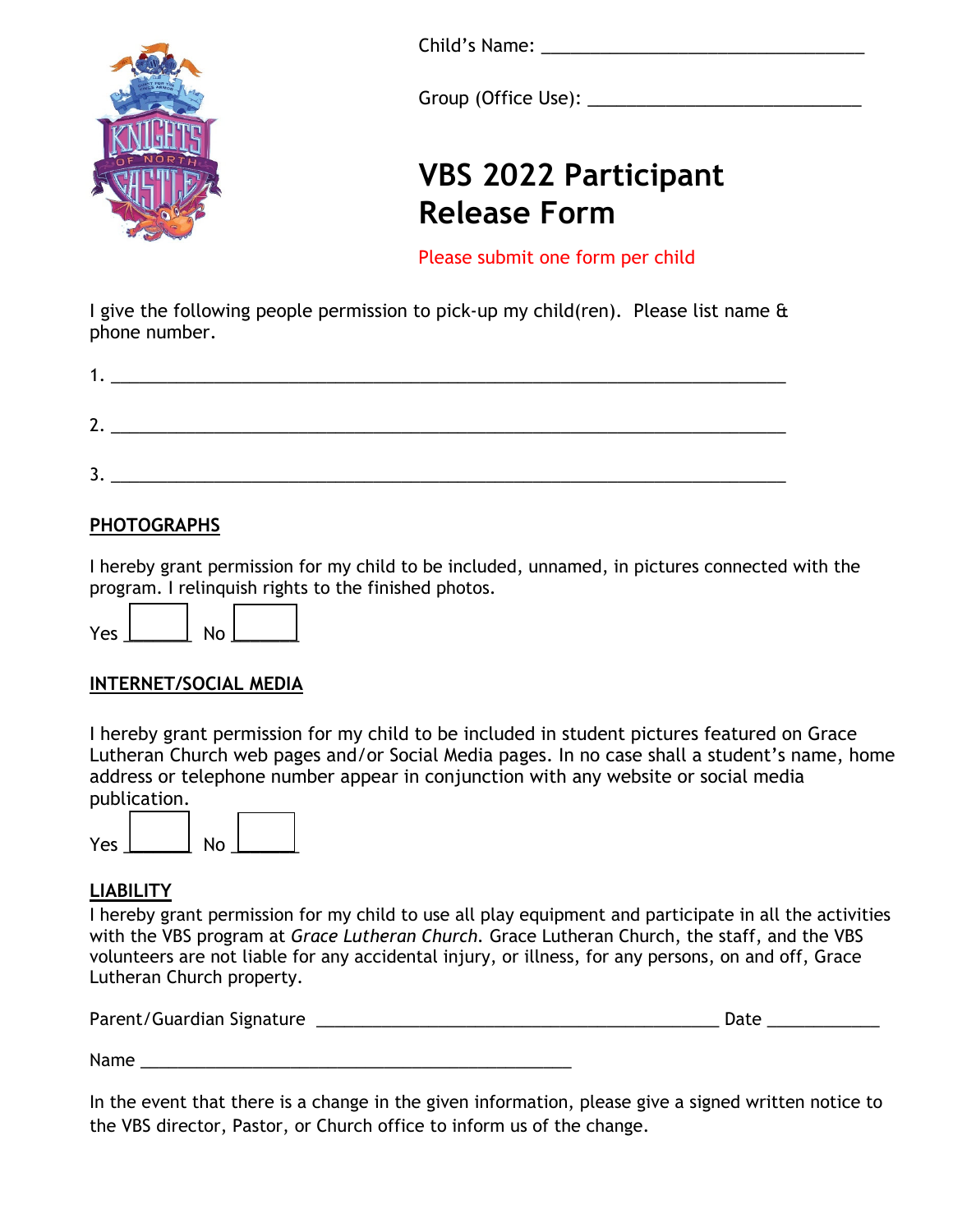Child's Name: ________________________________

Group (Office Use): ____________________________

# VBS 2022 Participant Release Form

Please submit one form per child

I give the following people permission to pick-up my child(ren). Please list name & phone number.

1. ___________________________________________________________________________

2. ___________________________________________________________________________

3. ___________________________________________________________________________

## PHOTOGRAPHS

I hereby grant permission for my child to be included, unnamed, in pictures connected with the program. I relinquish rights to the finished photos.

Yes ☐ No ☐

## INTERNET/SOCIAL MEDIA

I hereby grant permission for my child to be included in student pictures featured on Grace Lutheran Church web pages and/or Social Media pages. In no case shall a student's name, home address or telephone number appear in conjunction with any website or social media publication.

Yes ☐ No ☐

## LIABILITY

I hereby grant permission for my child to use all play equipment and participate in all the activities with the VBS program at *Grace Lutheran Church*. Grace Lutheran Church, the staff, and the VBS volunteers are not liable for any accidental injury, or illness, for any persons, on and off, Grace Lutheran Church property.

Parent/Guardian Signature ____________________________________________ Date ____________

Name ________________________________________________

In the event that there is a change in the given information, please give a signed written notice to the VBS director, Pastor, or Church office to inform us of the change.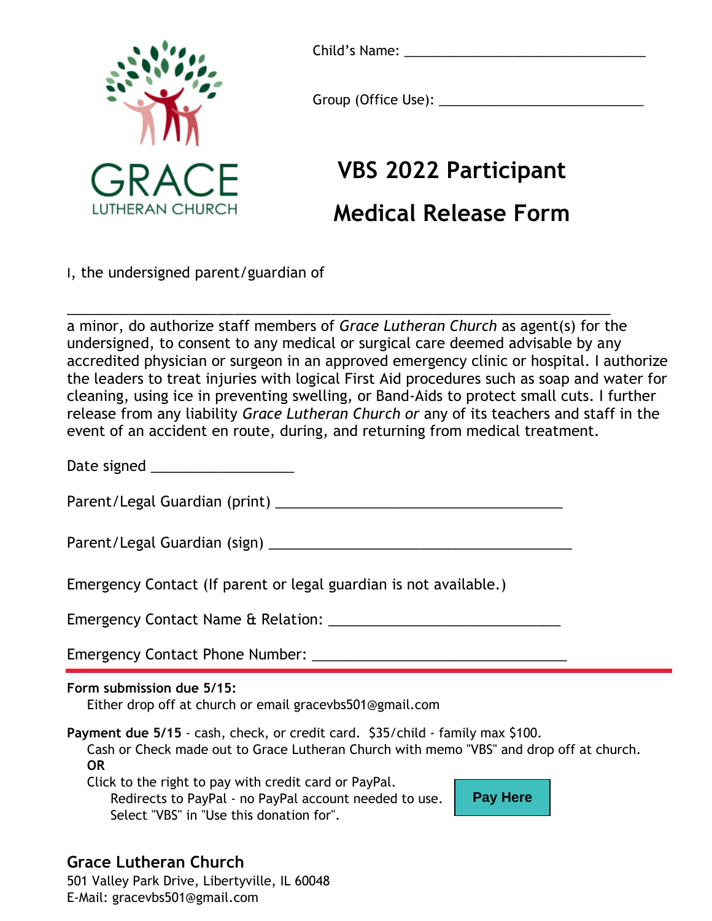GRACE
LUTHERAN CHURCH

Child's Name: ________________________________

Group (Office Use): ___________________________

# VBS 2022 Participant

# Medical Release Form

I, the undersigned parent/guardian of

______________________________________________________________________

a minor, do authorize staff members of *Grace Lutheran Church* as agent(s) for the undersigned, to consent to any medical or surgical care deemed advisable by any accredited physician or surgeon in an approved emergency clinic or hospital. I authorize the leaders to treat injuries with logical First Aid procedures such as soap and water for cleaning, using ice in preventing swelling, or Band-Aids to protect small cuts. I further release from any liability *Grace Lutheran Church or* any of its teachers and staff in the event of an accident en route, during, and returning from medical treatment.

Date signed __________________

Parent/Legal Guardian (print) ____________________________________

Parent/Legal Guardian (sign) ______________________________________

Emergency Contact (If parent or legal guardian is not available.)

Emergency Contact Name & Relation: _____________________________

Emergency Contact Phone Number: ________________________________

---

**Form submission due 5/15:**
Either drop off at church or email gracevbs501@gmail.com

**Payment due 5/15** - cash, check, or credit card. $35/child - family max $100.
Cash or Check made out to Grace Lutheran Church with memo "VBS" and drop off at church.
**OR**
Click to the right to pay with credit card or PayPal.
Redirects to PayPal - no PayPal account needed to use.
Select "VBS" in "Use this donation for".

**Pay Here**

## Grace Lutheran Church

501 Valley Park Drive, Libertyville, IL 60048
E-Mail: gracevbs501@gmail.com